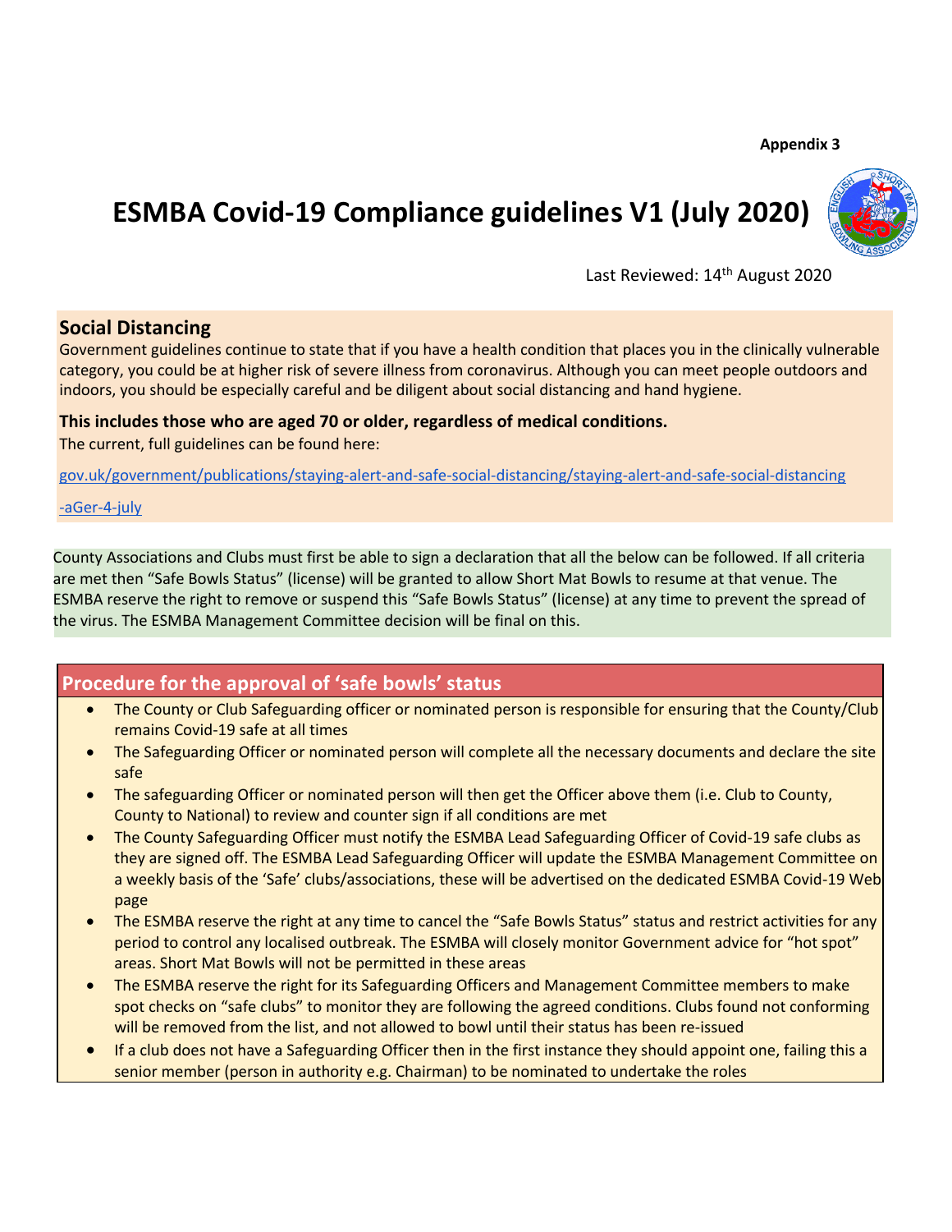**Appendix 3**

# ESMBA Covid-19 Compliance guidelines V1 (July 2020)

Last Reviewed: 14th August 2020

## Social Distancing

Government guidelines continue to state that if you have a health condition that places you in the clinically vulnerable category, you could be at higher risk of severe illness from coronavirus. Although you can meet people outdoors and indoors, you should be especially careful and be diligent about social distancing and hand hygiene.

**This includes those who are aged 70 or older, regardless of medical conditions.**

The current, full guidelines can be found here:

gov.uk/government/publications/staying-alert-and-safe-social-distancing/staying-alert-and-safe-social-distancing

-aGer-4-july

County Associations and Clubs must first be able to sign a declaration that all the below can be followed. If all criteria are met then "Safe Bowls Status" (license) will be granted to allow Short Mat Bowls to resume at that venue. The ESMBA reserve the right to remove or suspend this "Safe Bowls Status" (license) at any time to prevent the spread of the virus. The ESMBA Management Committee decision will be final on this.

## Procedure for the approval of 'safe bowls' status

- The County or Club Safeguarding officer or nominated person is responsible for ensuring that the County/Club remains Covid-19 safe at all times
- The Safeguarding Officer or nominated person will complete all the necessary documents and declare the site safe
- The safeguarding Officer or nominated person will then get the Officer above them (i.e. Club to County, County to National) to review and counter sign if all conditions are met
- The County Safeguarding Officer must notify the ESMBA Lead Safeguarding Officer of Covid-19 safe clubs as they are signed off. The ESMBA Lead Safeguarding Officer will update the ESMBA Management Committee on a weekly basis of the 'Safe' clubs/associations, these will be advertised on the dedicated ESMBA Covid-19 Web page
- The ESMBA reserve the right at any time to cancel the "Safe Bowls Status" status and restrict activities for any period to control any localised outbreak. The ESMBA will closely monitor Government advice for "hot spot" areas. Short Mat Bowls will not be permitted in these areas
- The ESMBA reserve the right for its Safeguarding Officers and Management Committee members to make spot checks on "safe clubs" to monitor they are following the agreed conditions. Clubs found not conforming will be removed from the list, and not allowed to bowl until their status has been re-issued
- If a club does not have a Safeguarding Officer then in the first instance they should appoint one, failing this a senior member (person in authority e.g. Chairman) to be nominated to undertake the roles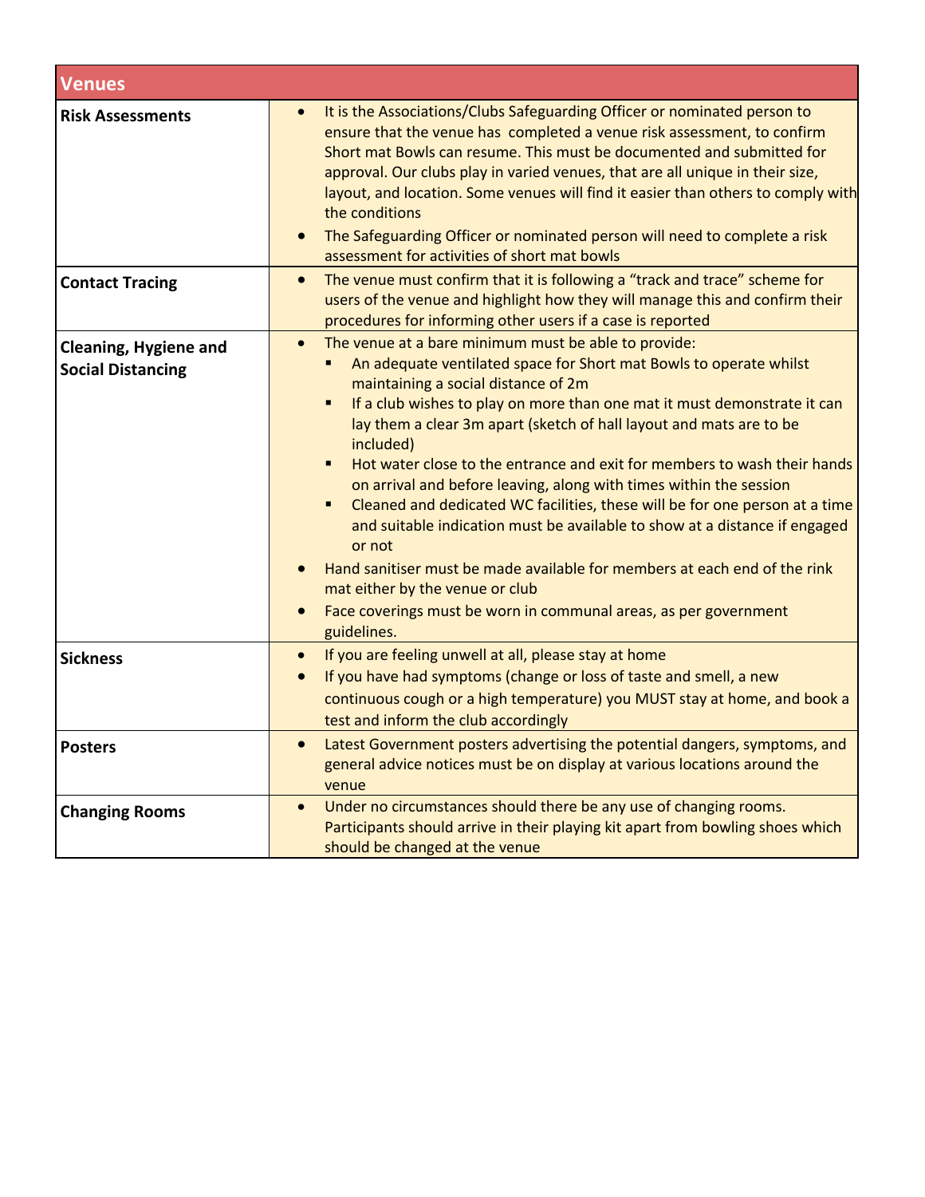| Venues | |
|---|---|
| **Risk Assessments** | • It is the Associations/Clubs Safeguarding Officer or nominated person to ensure that the venue has completed a venue risk assessment, to confirm Short mat Bowls can resume. This must be documented and submitted for approval. Our clubs play in varied venues, that are all unique in their size, layout, and location. Some venues will find it easier than others to comply with the conditions<br>• The Safeguarding Officer or nominated person will need to complete a risk assessment for activities of short mat bowls |
| **Contact Tracing** | • The venue must confirm that it is following a "track and trace" scheme for users of the venue and highlight how they will manage this and confirm their procedures for informing other users if a case is reported |
| **Cleaning, Hygiene and Social Distancing** | • The venue at a bare minimum must be able to provide:<br>&nbsp;&nbsp;▪ An adequate ventilated space for Short mat Bowls to operate whilst maintaining a social distance of 2m<br>&nbsp;&nbsp;▪ If a club wishes to play on more than one mat it must demonstrate it can lay them a clear 3m apart (sketch of hall layout and mats are to be included)<br>&nbsp;&nbsp;▪ Hot water close to the entrance and exit for members to wash their hands on arrival and before leaving, along with times within the session<br>&nbsp;&nbsp;▪ Cleaned and dedicated WC facilities, these will be for one person at a time and suitable indication must be available to show at a distance if engaged or not<br>• Hand sanitiser must be made available for members at each end of the rink mat either by the venue or club<br>• Face coverings must be worn in communal areas, as per government guidelines. |
| **Sickness** | • If you are feeling unwell at all, please stay at home<br>• If you have had symptoms (change or loss of taste and smell, a new continuous cough or a high temperature) you MUST stay at home, and book a test and inform the club accordingly |
| **Posters** | • Latest Government posters advertising the potential dangers, symptoms, and general advice notices must be on display at various locations around the venue |
| **Changing Rooms** | • Under no circumstances should there be any use of changing rooms. Participants should arrive in their playing kit apart from bowling shoes which should be changed at the venue |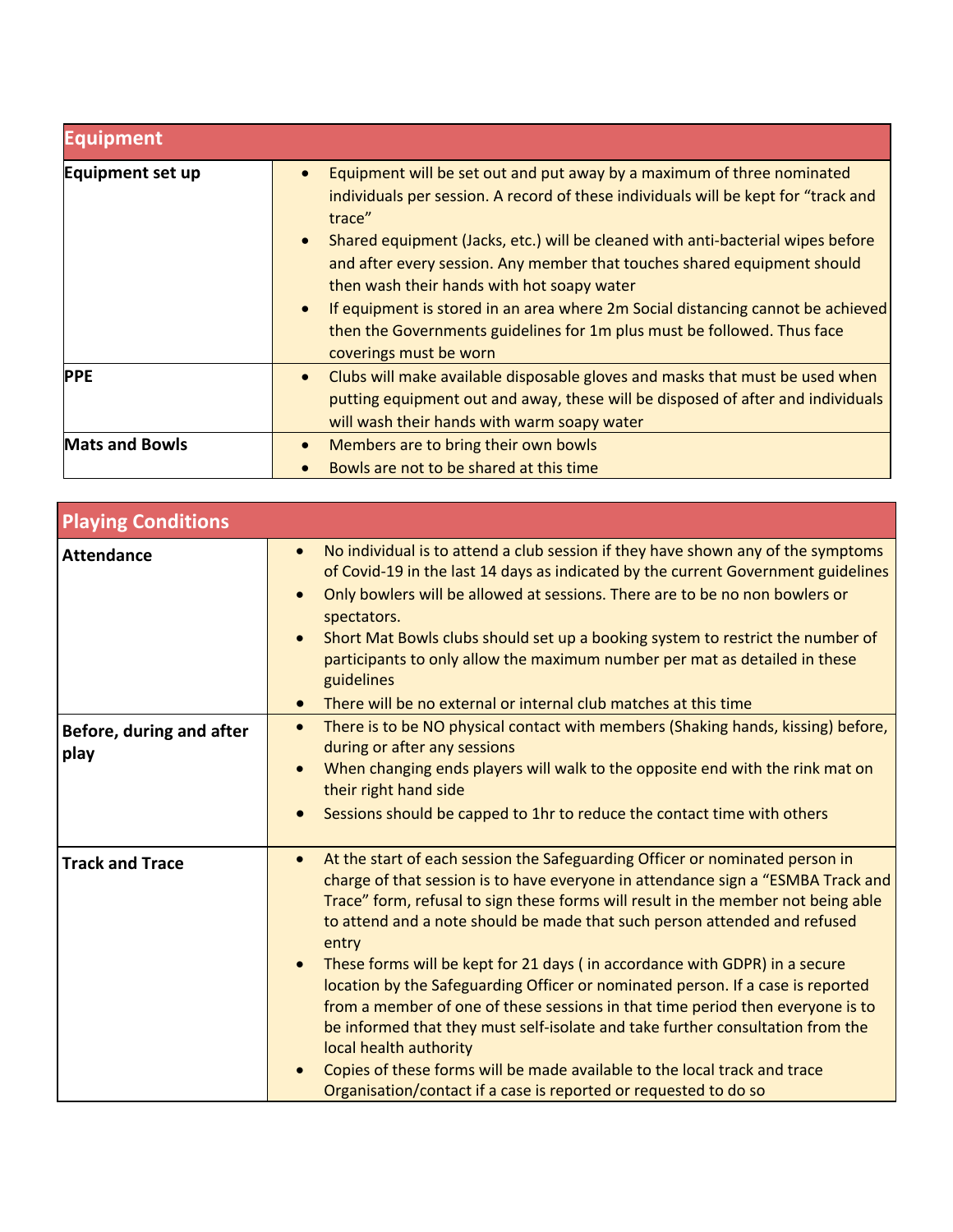| Equipment | |
|---|---|
| **Equipment set up** | • Equipment will be set out and put away by a maximum of three nominated individuals per session. A record of these individuals will be kept for "track and trace"<br>• Shared equipment (Jacks, etc.) will be cleaned with anti-bacterial wipes before and after every session. Any member that touches shared equipment should then wash their hands with hot soapy water<br>• If equipment is stored in an area where 2m Social distancing cannot be achieved then the Governments guidelines for 1m plus must be followed. Thus face coverings must be worn |
| **PPE** | • Clubs will make available disposable gloves and masks that must be used when putting equipment out and away, these will be disposed of after and individuals will wash their hands with warm soapy water |
| **Mats and Bowls** | • Members are to bring their own bowls<br>• Bowls are not to be shared at this time |

| Playing Conditions | |
|---|---|
| **Attendance** | • No individual is to attend a club session if they have shown any of the symptoms of Covid-19 in the last 14 days as indicated by the current Government guidelines<br>• Only bowlers will be allowed at sessions. There are to be no non bowlers or spectators.<br>• Short Mat Bowls clubs should set up a booking system to restrict the number of participants to only allow the maximum number per mat as detailed in these guidelines<br>• There will be no external or internal club matches at this time |
| **Before, during and after play** | • There is to be NO physical contact with members (Shaking hands, kissing) before, during or after any sessions<br>• When changing ends players will walk to the opposite end with the rink mat on their right hand side<br>• Sessions should be capped to 1hr to reduce the contact time with others |
| **Track and Trace** | • At the start of each session the Safeguarding Officer or nominated person in charge of that session is to have everyone in attendance sign a "ESMBA Track and Trace" form, refusal to sign these forms will result in the member not being able to attend and a note should be made that such person attended and refused entry<br>• These forms will be kept for 21 days ( in accordance with GDPR) in a secure location by the Safeguarding Officer or nominated person. If a case is reported from a member of one of these sessions in that time period then everyone is to be informed that they must self-isolate and take further consultation from the local health authority<br>• Copies of these forms will be made available to the local track and trace Organisation/contact if a case is reported or requested to do so |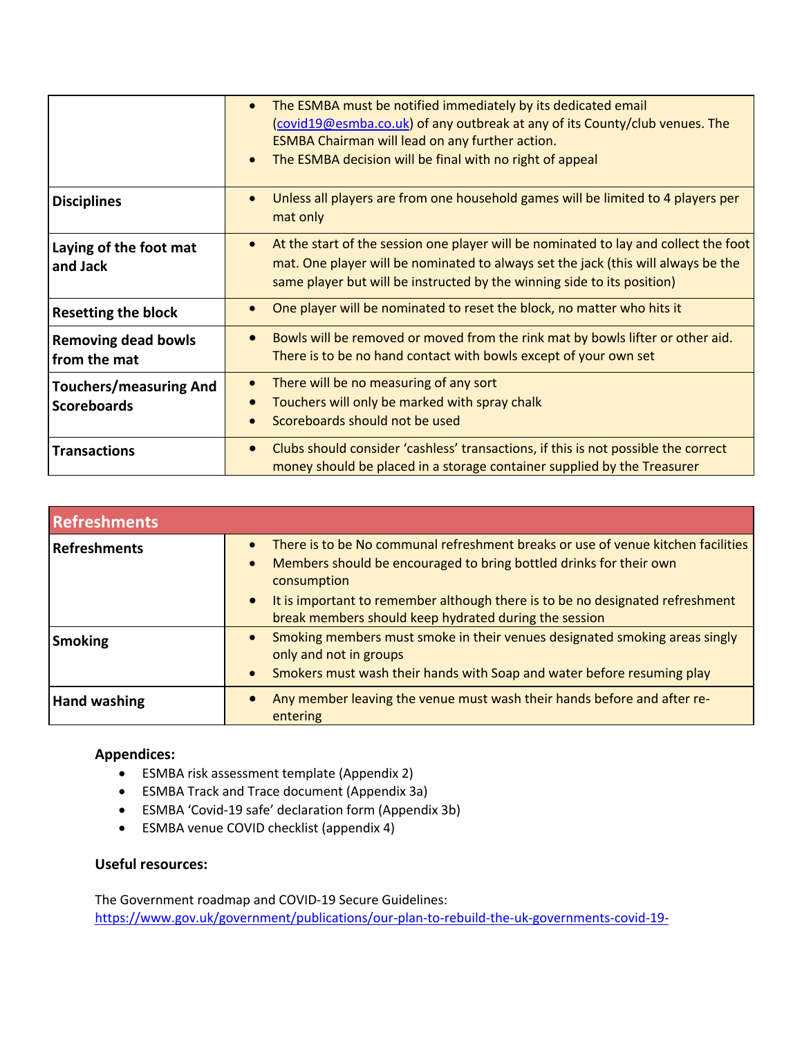| | |
|---|---|
| | • The ESMBA must be notified immediately by its dedicated email ([covid19@esmba.co.uk](mailto:covid19@esmba.co.uk)) of any outbreak at any of its County/club venues. The ESMBA Chairman will lead on any further action.<br>• The ESMBA decision will be final with no right of appeal |
| **Disciplines** | • Unless all players are from one household games will be limited to 4 players per mat only |
| **Laying of the foot mat and Jack** | • At the start of the session one player will be nominated to lay and collect the foot mat. One player will be nominated to always set the jack (this will always be the same player but will be instructed by the winning side to its position) |
| **Resetting the block** | • One player will be nominated to reset the block, no matter who hits it |
| **Removing dead bowls from the mat** | • Bowls will be removed or moved from the rink mat by bowls lifter or other aid. There is to be no hand contact with bowls except of your own set |
| **Touchers/measuring And Scoreboards** | • There will be no measuring of any sort<br>• Touchers will only be marked with spray chalk<br>• Scoreboards should not be used |
| **Transactions** | • Clubs should consider 'cashless' transactions, if this is not possible the correct money should be placed in a storage container supplied by the Treasurer |

| **Refreshments** | |
|---|---|
| **Refreshments** | • There is to be No communal refreshment breaks or use of venue kitchen facilities<br>• Members should be encouraged to bring bottled drinks for their own consumption<br>• It is important to remember although there is to be no designated refreshment break members should keep hydrated during the session |
| **Smoking** | • Smoking members must smoke in their venues designated smoking areas singly only and not in groups<br>• Smokers must wash their hands with Soap and water before resuming play |
| **Hand washing** | • Any member leaving the venue must wash their hands before and after re-entering |

**Appendices:**

- ESMBA risk assessment template (Appendix 2)
- ESMBA Track and Trace document (Appendix 3a)
- ESMBA 'Covid-19 safe' declaration form (Appendix 3b)
- ESMBA venue COVID checklist (appendix 4)

**Useful resources:**

The Government roadmap and COVID-19 Secure Guidelines:
https://www.gov.uk/government/publications/our-plan-to-rebuild-the-uk-governments-covid-19-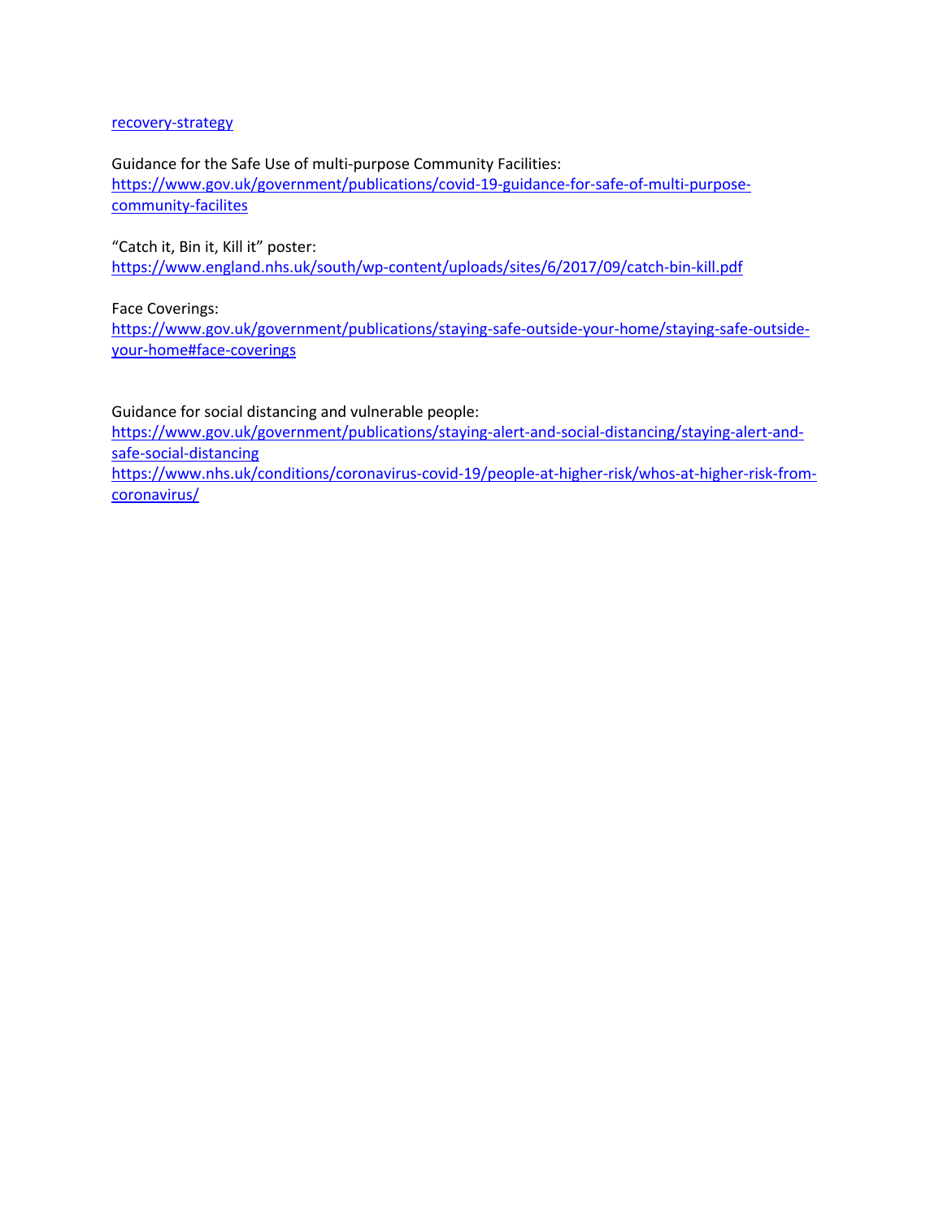recovery-strategy

Guidance for the Safe Use of multi-purpose Community Facilities:
https://www.gov.uk/government/publications/covid-19-guidance-for-safe-of-multi-purpose-community-facilites

"Catch it, Bin it, Kill it" poster:
https://www.england.nhs.uk/south/wp-content/uploads/sites/6/2017/09/catch-bin-kill.pdf

Face Coverings:
https://www.gov.uk/government/publications/staying-safe-outside-your-home/staying-safe-outside-your-home#face-coverings

Guidance for social distancing and vulnerable people:
https://www.gov.uk/government/publications/staying-alert-and-social-distancing/staying-alert-and-safe-social-distancing
https://www.nhs.uk/conditions/coronavirus-covid-19/people-at-higher-risk/whos-at-higher-risk-from-coronavirus/